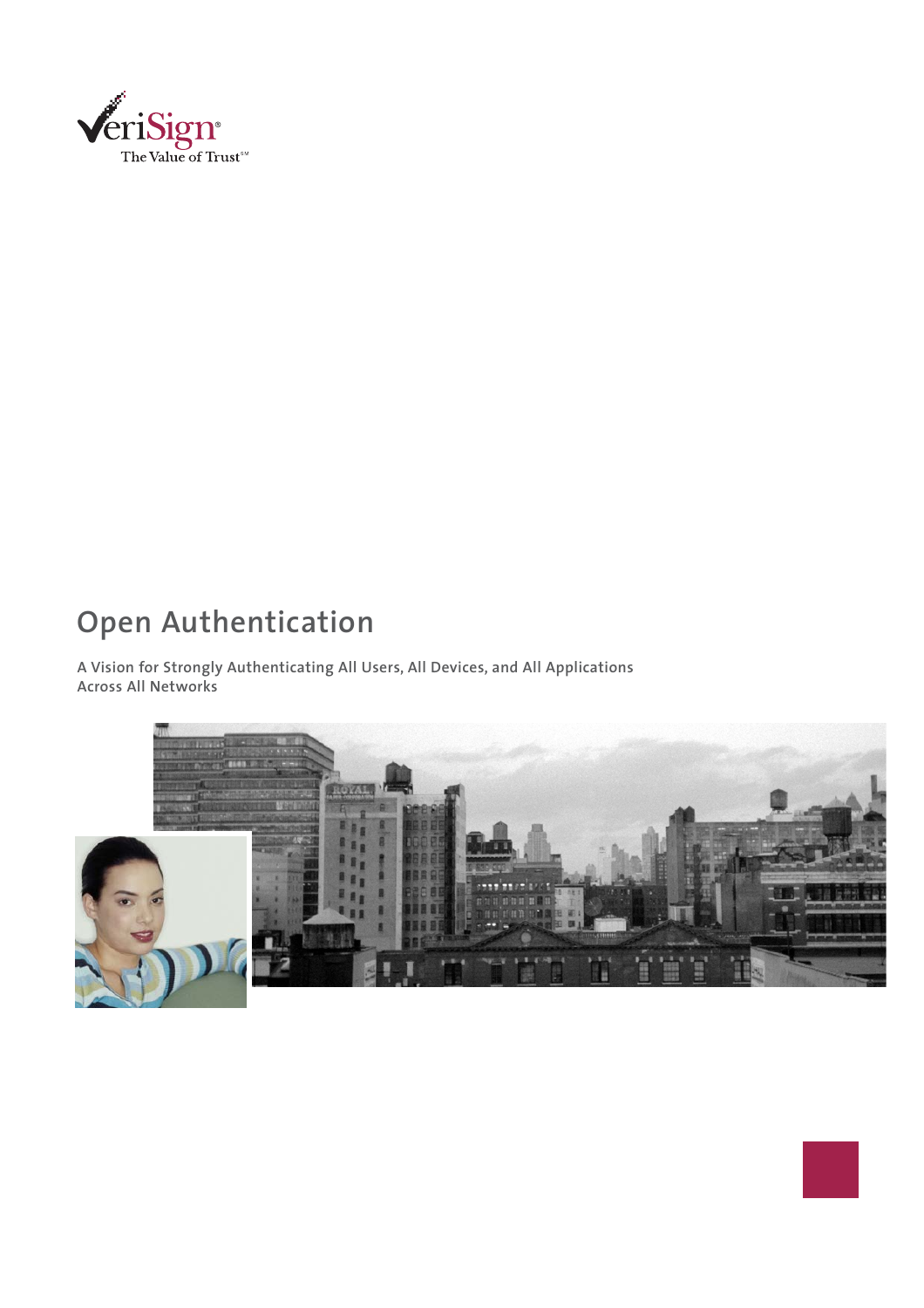# Open Authentication

A Vision for Strongly Authenticating All Users, All Devices, and All Applications Across All Networks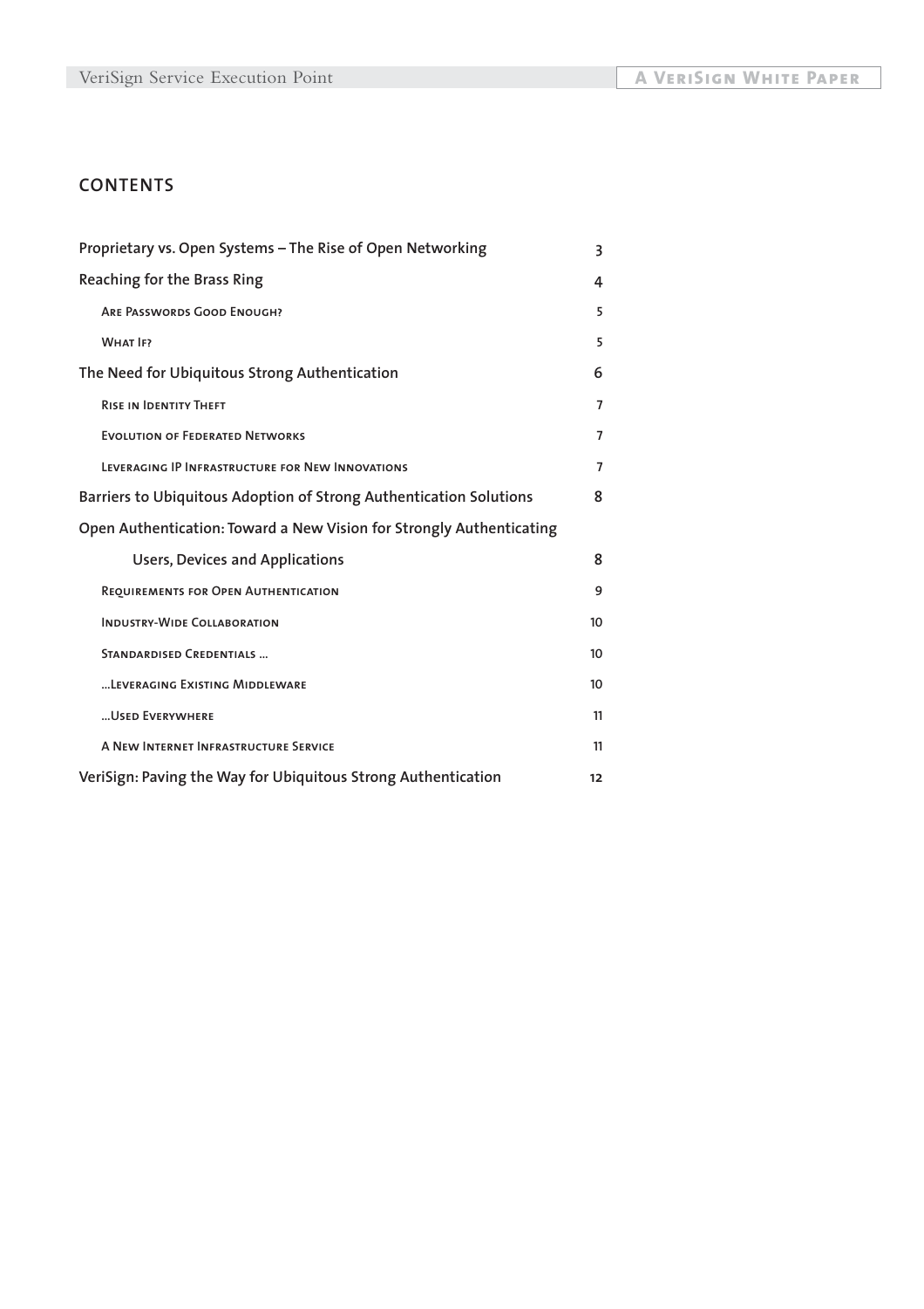## CONTENTS

| | |
|---|---|
| Proprietary vs. Open Systems – The Rise of Open Networking | 3 |
| Reaching for the Brass Ring | 4 |
| Are Passwords Good Enough? | 5 |
| What If? | 5 |
| The Need for Ubiquitous Strong Authentication | 6 |
| Rise in Identity Theft | 7 |
| Evolution of Federated Networks | 7 |
| Leveraging IP Infrastructure for New Innovations | 7 |
| Barriers to Ubiquitous Adoption of Strong Authentication Solutions | 8 |
| Open Authentication: Toward a New Vision for Strongly Authenticating Users, Devices and Applications | 8 |
| Requirements for Open Authentication | 9 |
| Industry-Wide Collaboration | 10 |
| Standardised Credentials ... | 10 |
| ...Leveraging Existing Middleware | 10 |
| ...Used Everywhere | 11 |
| A New Internet Infrastructure Service | 11 |
| VeriSign: Paving the Way for Ubiquitous Strong Authentication | 12 |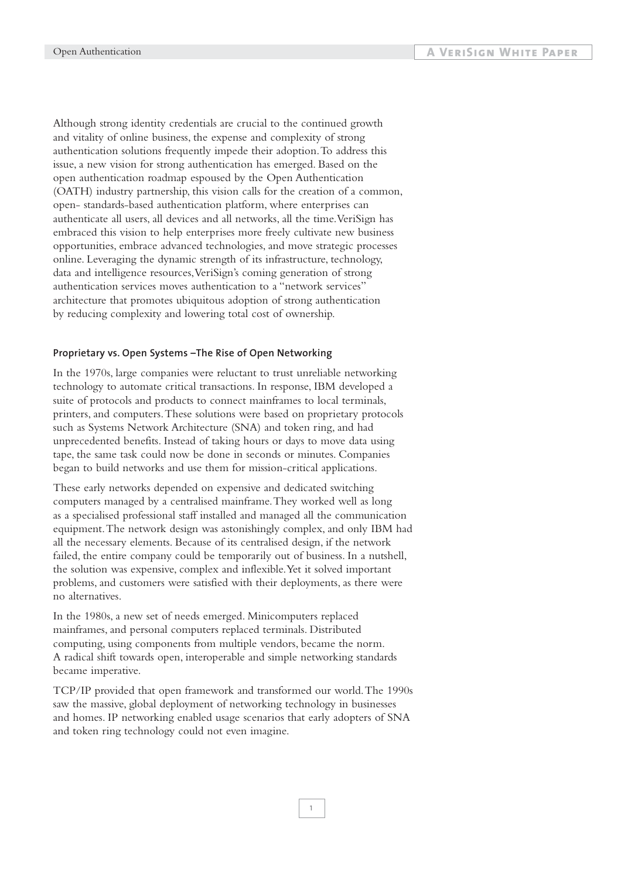Although strong identity credentials are crucial to the continued growth and vitality of online business, the expense and complexity of strong authentication solutions frequently impede their adoption. To address this issue, a new vision for strong authentication has emerged. Based on the open authentication roadmap espoused by the Open Authentication (OATH) industry partnership, this vision calls for the creation of a common, open- standards-based authentication platform, where enterprises can authenticate all users, all devices and all networks, all the time. VeriSign has embraced this vision to help enterprises more freely cultivate new business opportunities, embrace advanced technologies, and move strategic processes online. Leveraging the dynamic strength of its infrastructure, technology, data and intelligence resources, VeriSign's coming generation of strong authentication services moves authentication to a "network services" architecture that promotes ubiquitous adoption of strong authentication by reducing complexity and lowering total cost of ownership.

#### Proprietary vs. Open Systems –The Rise of Open Networking

In the 1970s, large companies were reluctant to trust unreliable networking technology to automate critical transactions. In response, IBM developed a suite of protocols and products to connect mainframes to local terminals, printers, and computers. These solutions were based on proprietary protocols such as Systems Network Architecture (SNA) and token ring, and had unprecedented benefits. Instead of taking hours or days to move data using tape, the same task could now be done in seconds or minutes. Companies began to build networks and use them for mission-critical applications.

These early networks depended on expensive and dedicated switching computers managed by a centralised mainframe. They worked well as long as a specialised professional staff installed and managed all the communication equipment. The network design was astonishingly complex, and only IBM had all the necessary elements. Because of its centralised design, if the network failed, the entire company could be temporarily out of business. In a nutshell, the solution was expensive, complex and inflexible. Yet it solved important problems, and customers were satisfied with their deployments, as there were no alternatives.

In the 1980s, a new set of needs emerged. Minicomputers replaced mainframes, and personal computers replaced terminals. Distributed computing, using components from multiple vendors, became the norm. A radical shift towards open, interoperable and simple networking standards became imperative.

TCP/IP provided that open framework and transformed our world. The 1990s saw the massive, global deployment of networking technology in businesses and homes. IP networking enabled usage scenarios that early adopters of SNA and token ring technology could not even imagine.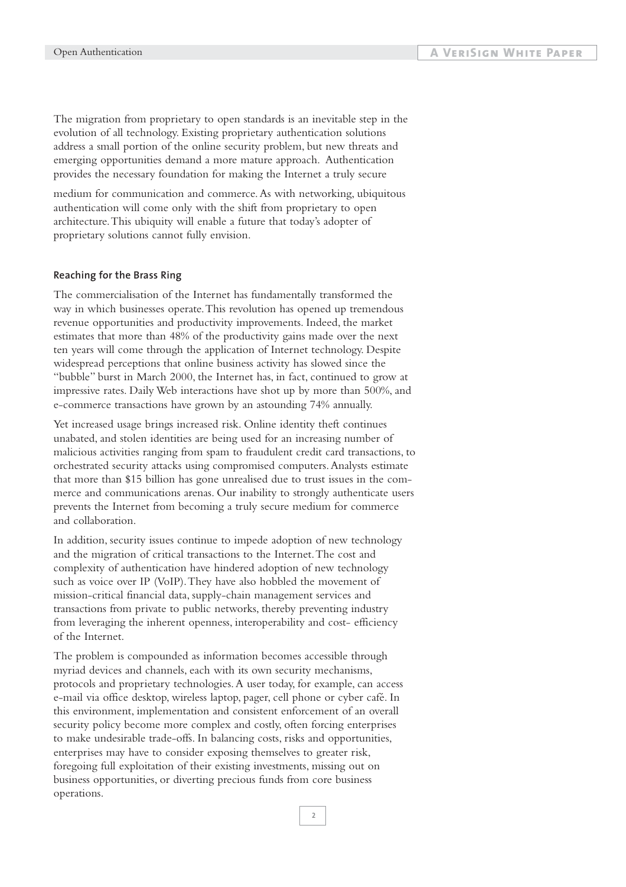The migration from proprietary to open standards is an inevitable step in the evolution of all technology. Existing proprietary authentication solutions address a small portion of the online security problem, but new threats and emerging opportunities demand a more mature approach. Authentication provides the necessary foundation for making the Internet a truly secure medium for communication and commerce. As with networking, ubiquitous authentication will come only with the shift from proprietary to open architecture. This ubiquity will enable a future that today's adopter of proprietary solutions cannot fully envision.

### Reaching for the Brass Ring

The commercialisation of the Internet has fundamentally transformed the way in which businesses operate. This revolution has opened up tremendous revenue opportunities and productivity improvements. Indeed, the market estimates that more than 48% of the productivity gains made over the next ten years will come through the application of Internet technology. Despite widespread perceptions that online business activity has slowed since the "bubble" burst in March 2000, the Internet has, in fact, continued to grow at impressive rates. Daily Web interactions have shot up by more than 500%, and e-commerce transactions have grown by an astounding 74% annually.

Yet increased usage brings increased risk. Online identity theft continues unabated, and stolen identities are being used for an increasing number of malicious activities ranging from spam to fraudulent credit card transactions, to orchestrated security attacks using compromised computers. Analysts estimate that more than $15 billion has gone unrealised due to trust issues in the commerce and communications arenas. Our inability to strongly authenticate users prevents the Internet from becoming a truly secure medium for commerce and collaboration.

In addition, security issues continue to impede adoption of new technology and the migration of critical transactions to the Internet. The cost and complexity of authentication have hindered adoption of new technology such as voice over IP (VoIP). They have also hobbled the movement of mission-critical financial data, supply-chain management services and transactions from private to public networks, thereby preventing industry from leveraging the inherent openness, interoperability and cost- efficiency of the Internet.

The problem is compounded as information becomes accessible through myriad devices and channels, each with its own security mechanisms, protocols and proprietary technologies. A user today, for example, can access e-mail via office desktop, wireless laptop, pager, cell phone or cyber café. In this environment, implementation and consistent enforcement of an overall security policy become more complex and costly, often forcing enterprises to make undesirable trade-offs. In balancing costs, risks and opportunities, enterprises may have to consider exposing themselves to greater risk, foregoing full exploitation of their existing investments, missing out on business opportunities, or diverting precious funds from core business operations.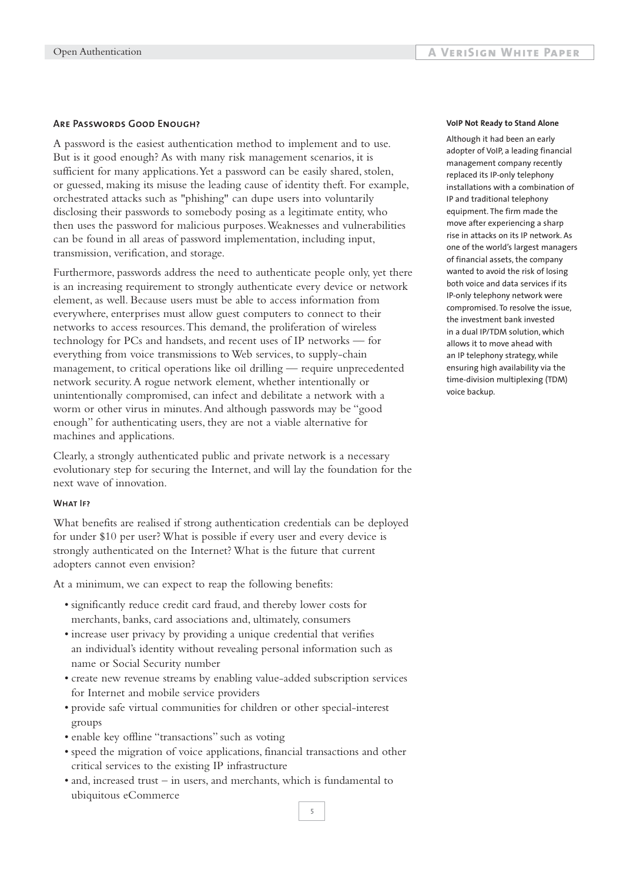## Are Passwords Good Enough?

A password is the easiest authentication method to implement and to use. But is it good enough? As with many risk management scenarios, it is sufficient for many applications. Yet a password can be easily shared, stolen, or guessed, making its misuse the leading cause of identity theft. For example, orchestrated attacks such as "phishing" can dupe users into voluntarily disclosing their passwords to somebody posing as a legitimate entity, who then uses the password for malicious purposes. Weaknesses and vulnerabilities can be found in all areas of password implementation, including input, transmission, verification, and storage.

Furthermore, passwords address the need to authenticate people only, yet there is an increasing requirement to strongly authenticate every device or network element, as well. Because users must be able to access information from everywhere, enterprises must allow guest computers to connect to their networks to access resources. This demand, the proliferation of wireless technology for PCs and handsets, and recent uses of IP networks — for everything from voice transmissions to Web services, to supply-chain management, to critical operations like oil drilling — require unprecedented network security. A rogue network element, whether intentionally or unintentionally compromised, can infect and debilitate a network with a worm or other virus in minutes. And although passwords may be "good enough" for authenticating users, they are not a viable alternative for machines and applications.

Clearly, a strongly authenticated public and private network is a necessary evolutionary step for securing the Internet, and will lay the foundation for the next wave of innovation.

### What If?

What benefits are realised if strong authentication credentials can be deployed for under $10 per user? What is possible if every user and every device is strongly authenticated on the Internet? What is the future that current adopters cannot even envision?

At a minimum, we can expect to reap the following benefits:

- significantly reduce credit card fraud, and thereby lower costs for merchants, banks, card associations and, ultimately, consumers
- increase user privacy by providing a unique credential that verifies an individual's identity without revealing personal information such as name or Social Security number
- create new revenue streams by enabling value-added subscription services for Internet and mobile service providers
- provide safe virtual communities for children or other special-interest groups
- enable key offline "transactions" such as voting
- speed the migration of voice applications, financial transactions and other critical services to the existing IP infrastructure
- and, increased trust – in users, and merchants, which is fundamental to ubiquitous eCommerce

**VoIP Not Ready to Stand Alone**

Although it had been an early adopter of VoIP, a leading financial management company recently replaced its IP-only telephony installations with a combination of IP and traditional telephony equipment. The firm made the move after experiencing a sharp rise in attacks on its IP network. As one of the world's largest managers of financial assets, the company wanted to avoid the risk of losing both voice and data services if its IP-only telephony network were compromised. To resolve the issue, the investment bank invested in a dual IP/TDM solution, which allows it to move ahead with an IP telephony strategy, while ensuring high availability via the time-division multiplexing (TDM) voice backup.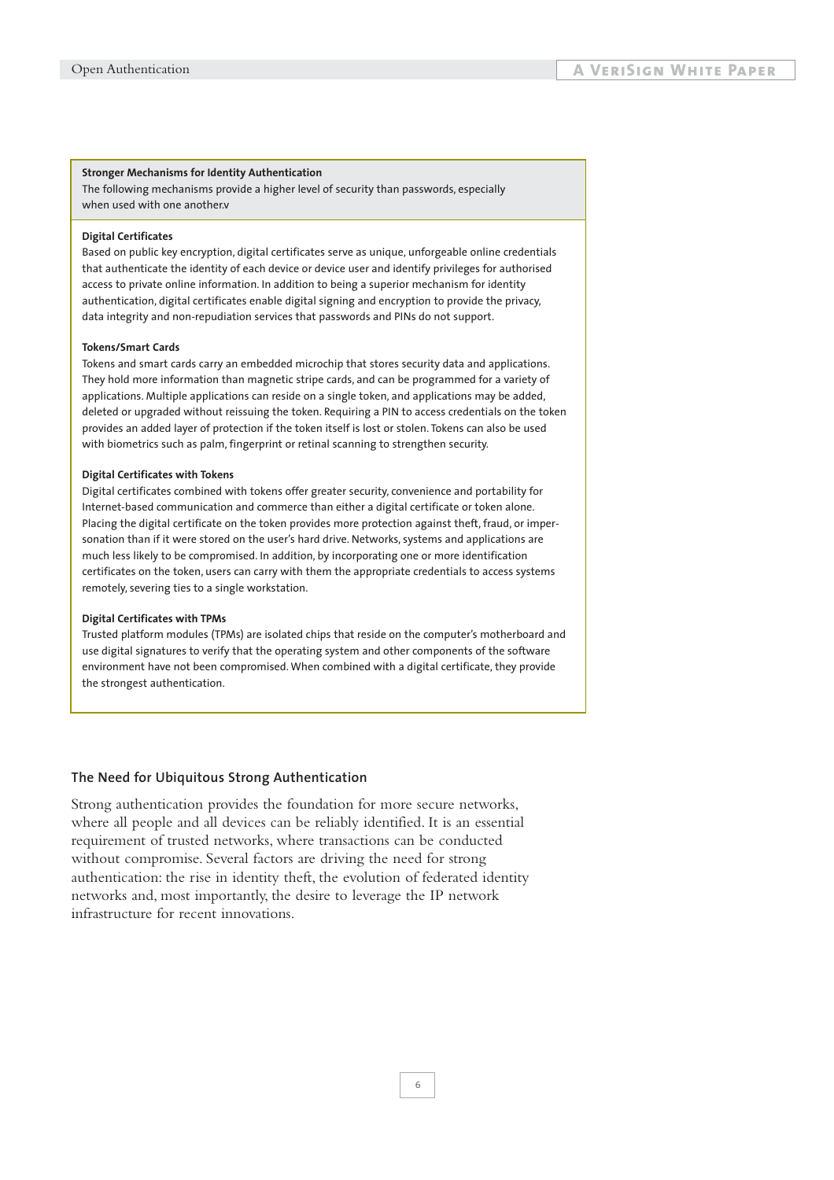**Stronger Mechanisms for Identity Authentication**

The following mechanisms provide a higher level of security than passwords, especially when used with one another.v

**Digital Certificates**

Based on public key encryption, digital certificates serve as unique, unforgeable online credentials that authenticate the identity of each device or device user and identify privileges for authorised access to private online information. In addition to being a superior mechanism for identity authentication, digital certificates enable digital signing and encryption to provide the privacy, data integrity and non-repudiation services that passwords and PINs do not support.

**Tokens/Smart Cards**

Tokens and smart cards carry an embedded microchip that stores security data and applications. They hold more information than magnetic stripe cards, and can be programmed for a variety of applications. Multiple applications can reside on a single token, and applications may be added, deleted or upgraded without reissuing the token. Requiring a PIN to access credentials on the token provides an added layer of protection if the token itself is lost or stolen. Tokens can also be used with biometrics such as palm, fingerprint or retinal scanning to strengthen security.

**Digital Certificates with Tokens**

Digital certificates combined with tokens offer greater security, convenience and portability for Internet-based communication and commerce than either a digital certificate or token alone. Placing the digital certificate on the token provides more protection against theft, fraud, or impersonation than if it were stored on the user's hard drive. Networks, systems and applications are much less likely to be compromised. In addition, by incorporating one or more identification certificates on the token, users can carry with them the appropriate credentials to access systems remotely, severing ties to a single workstation.

**Digital Certificates with TPMs**

Trusted platform modules (TPMs) are isolated chips that reside on the computer's motherboard and use digital signatures to verify that the operating system and other components of the software environment have not been compromised. When combined with a digital certificate, they provide the strongest authentication.

## The Need for Ubiquitous Strong Authentication

Strong authentication provides the foundation for more secure networks, where all people and all devices can be reliably identified. It is an essential requirement of trusted networks, where transactions can be conducted without compromise. Several factors are driving the need for strong authentication: the rise in identity theft, the evolution of federated identity networks and, most importantly, the desire to leverage the IP network infrastructure for recent innovations.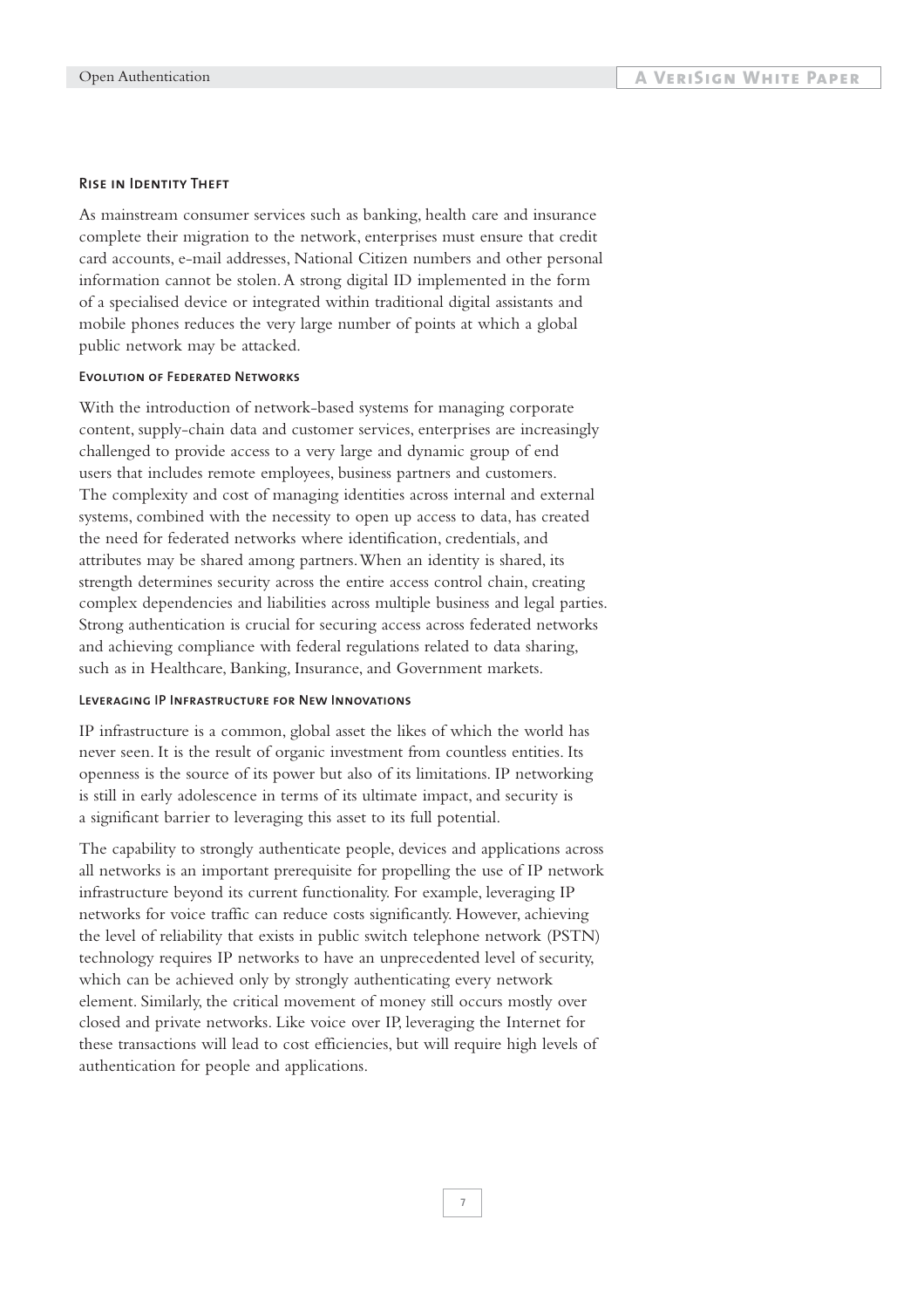### Rise in Identity Theft

As mainstream consumer services such as banking, health care and insurance complete their migration to the network, enterprises must ensure that credit card accounts, e-mail addresses, National Citizen numbers and other personal information cannot be stolen. A strong digital ID implemented in the form of a specialised device or integrated within traditional digital assistants and mobile phones reduces the very large number of points at which a global public network may be attacked.

#### Evolution of Federated Networks

With the introduction of network-based systems for managing corporate content, supply-chain data and customer services, enterprises are increasingly challenged to provide access to a very large and dynamic group of end users that includes remote employees, business partners and customers. The complexity and cost of managing identities across internal and external systems, combined with the necessity to open up access to data, has created the need for federated networks where identification, credentials, and attributes may be shared among partners. When an identity is shared, its strength determines security across the entire access control chain, creating complex dependencies and liabilities across multiple business and legal parties. Strong authentication is crucial for securing access across federated networks and achieving compliance with federal regulations related to data sharing, such as in Healthcare, Banking, Insurance, and Government markets.

#### Leveraging IP Infrastructure for New Innovations

IP infrastructure is a common, global asset the likes of which the world has never seen. It is the result of organic investment from countless entities. Its openness is the source of its power but also of its limitations. IP networking is still in early adolescence in terms of its ultimate impact, and security is a significant barrier to leveraging this asset to its full potential.

The capability to strongly authenticate people, devices and applications across all networks is an important prerequisite for propelling the use of IP network infrastructure beyond its current functionality. For example, leveraging IP networks for voice traffic can reduce costs significantly. However, achieving the level of reliability that exists in public switch telephone network (PSTN) technology requires IP networks to have an unprecedented level of security, which can be achieved only by strongly authenticating every network element. Similarly, the critical movement of money still occurs mostly over closed and private networks. Like voice over IP, leveraging the Internet for these transactions will lead to cost efficiencies, but will require high levels of authentication for people and applications.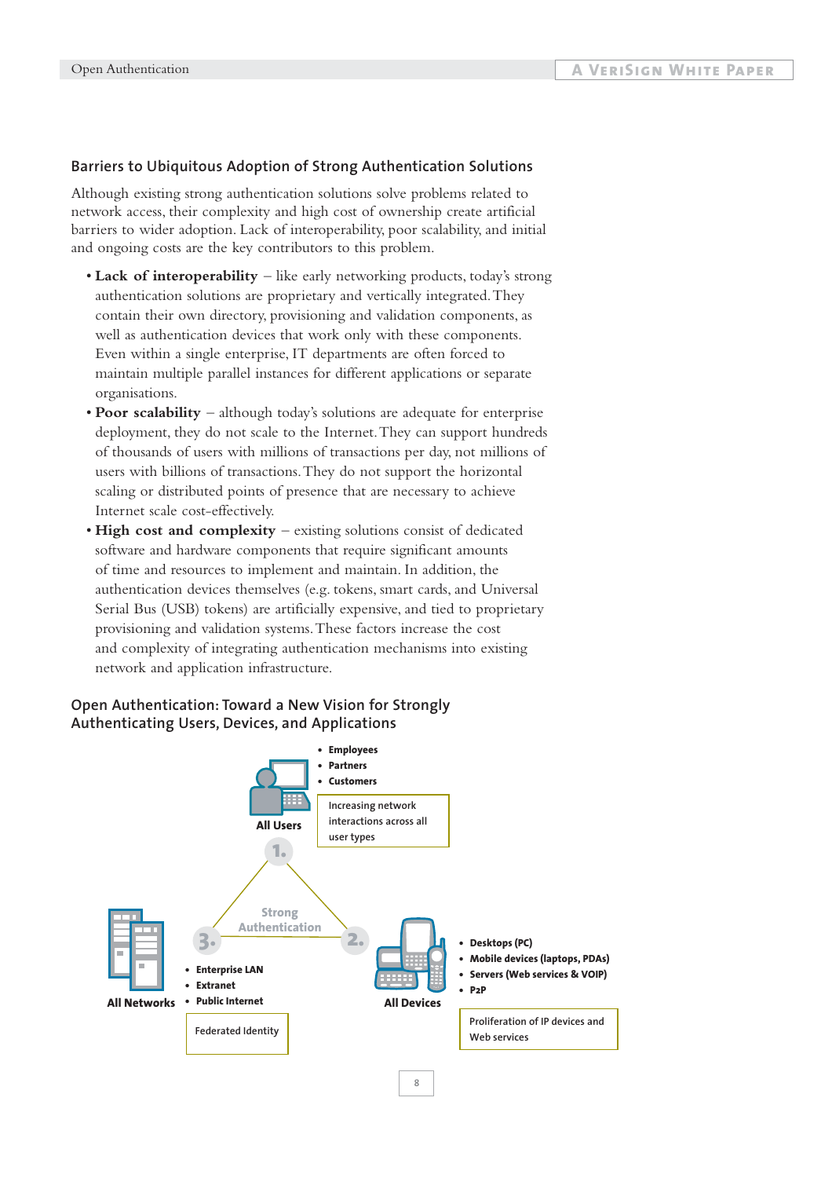## Barriers to Ubiquitous Adoption of Strong Authentication Solutions

Although existing strong authentication solutions solve problems related to network access, their complexity and high cost of ownership create artificial barriers to wider adoption. Lack of interoperability, poor scalability, and initial and ongoing costs are the key contributors to this problem.

- **Lack of interoperability** – like early networking products, today's strong authentication solutions are proprietary and vertically integrated. They contain their own directory, provisioning and validation components, as well as authentication devices that work only with these components. Even within a single enterprise, IT departments are often forced to maintain multiple parallel instances for different applications or separate organisations.
- **Poor scalability** – although today's solutions are adequate for enterprise deployment, they do not scale to the Internet. They can support hundreds of thousands of users with millions of transactions per day, not millions of users with billions of transactions. They do not support the horizontal scaling or distributed points of presence that are necessary to achieve Internet scale cost-effectively.
- **High cost and complexity** – existing solutions consist of dedicated software and hardware components that require significant amounts of time and resources to implement and maintain. In addition, the authentication devices themselves (e.g. tokens, smart cards, and Universal Serial Bus (USB) tokens) are artificially expensive, and tied to proprietary provisioning and validation systems. These factors increase the cost and complexity of integrating authentication mechanisms into existing network and application infrastructure.

## Open Authentication: Toward a New Vision for Strongly Authenticating Users, Devices, and Applications

Strong Authentication

1. All Users
   - Employees
   - Partners
   - Customers

   Increasing network interactions across all user types

2. All Devices
   - Desktops (PC)
   - Mobile devices (laptops, PDAs)
   - Servers (Web services & VOIP)
   - P2P

   Proliferation of IP devices and Web services

3. All Networks
   - Enterprise LAN
   - Extranet
   - Public Internet

   Federated Identity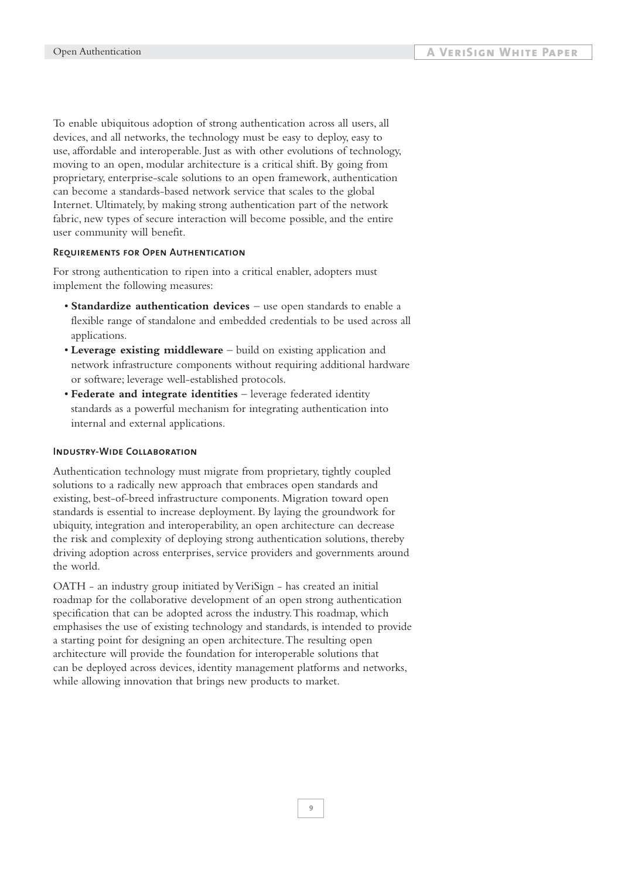To enable ubiquitous adoption of strong authentication across all users, all devices, and all networks, the technology must be easy to deploy, easy to use, affordable and interoperable. Just as with other evolutions of technology, moving to an open, modular architecture is a critical shift. By going from proprietary, enterprise-scale solutions to an open framework, authentication can become a standards-based network service that scales to the global Internet. Ultimately, by making strong authentication part of the network fabric, new types of secure interaction will become possible, and the entire user community will benefit.

### Requirements for Open Authentication

For strong authentication to ripen into a critical enabler, adopters must implement the following measures:

- **Standardize authentication devices** – use open standards to enable a flexible range of standalone and embedded credentials to be used across all applications.
- **Leverage existing middleware** – build on existing application and network infrastructure components without requiring additional hardware or software; leverage well-established protocols.
- **Federate and integrate identities** – leverage federated identity standards as a powerful mechanism for integrating authentication into internal and external applications.

### Industry-Wide Collaboration

Authentication technology must migrate from proprietary, tightly coupled solutions to a radically new approach that embraces open standards and existing, best-of-breed infrastructure components. Migration toward open standards is essential to increase deployment. By laying the groundwork for ubiquity, integration and interoperability, an open architecture can decrease the risk and complexity of deploying strong authentication solutions, thereby driving adoption across enterprises, service providers and governments around the world.

OATH - an industry group initiated by VeriSign - has created an initial roadmap for the collaborative development of an open strong authentication specification that can be adopted across the industry. This roadmap, which emphasises the use of existing technology and standards, is intended to provide a starting point for designing an open architecture. The resulting open architecture will provide the foundation for interoperable solutions that can be deployed across devices, identity management platforms and networks, while allowing innovation that brings new products to market.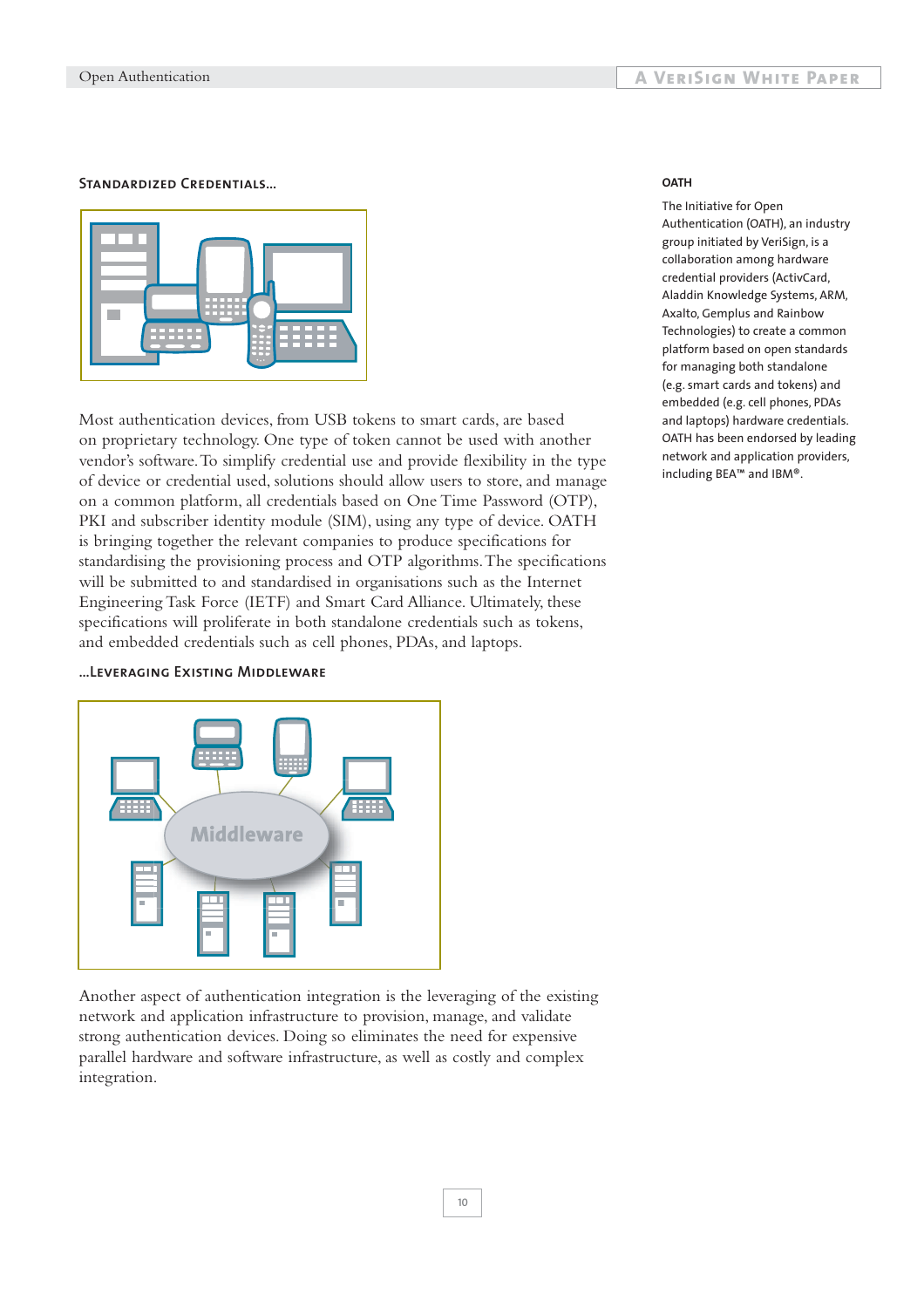### STANDARDIZED CREDENTIALS...

Most authentication devices, from USB tokens to smart cards, are based on proprietary technology. One type of token cannot be used with another vendor's software. To simplify credential use and provide flexibility in the type of device or credential used, solutions should allow users to store, and manage on a common platform, all credentials based on One Time Password (OTP), PKI and subscriber identity module (SIM), using any type of device. OATH is bringing together the relevant companies to produce specifications for standardising the provisioning process and OTP algorithms. The specifications will be submitted to and standardised in organisations such as the Internet Engineering Task Force (IETF) and Smart Card Alliance. Ultimately, these specifications will proliferate in both standalone credentials such as tokens, and embedded credentials such as cell phones, PDAs, and laptops.

### ...LEVERAGING EXISTING MIDDLEWARE

Another aspect of authentication integration is the leveraging of the existing network and application infrastructure to provision, manage, and validate strong authentication devices. Doing so eliminates the need for expensive parallel hardware and software infrastructure, as well as costly and complex integration.

**OATH**

The Initiative for Open Authentication (OATH), an industry group initiated by VeriSign, is a collaboration among hardware credential providers (ActivCard, Aladdin Knowledge Systems, ARM, Axalto, Gemplus and Rainbow Technologies) to create a common platform based on open standards for managing both standalone (e.g. smart cards and tokens) and embedded (e.g. cell phones, PDAs and laptops) hardware credentials. OATH has been endorsed by leading network and application providers, including BEA™ and IBM®.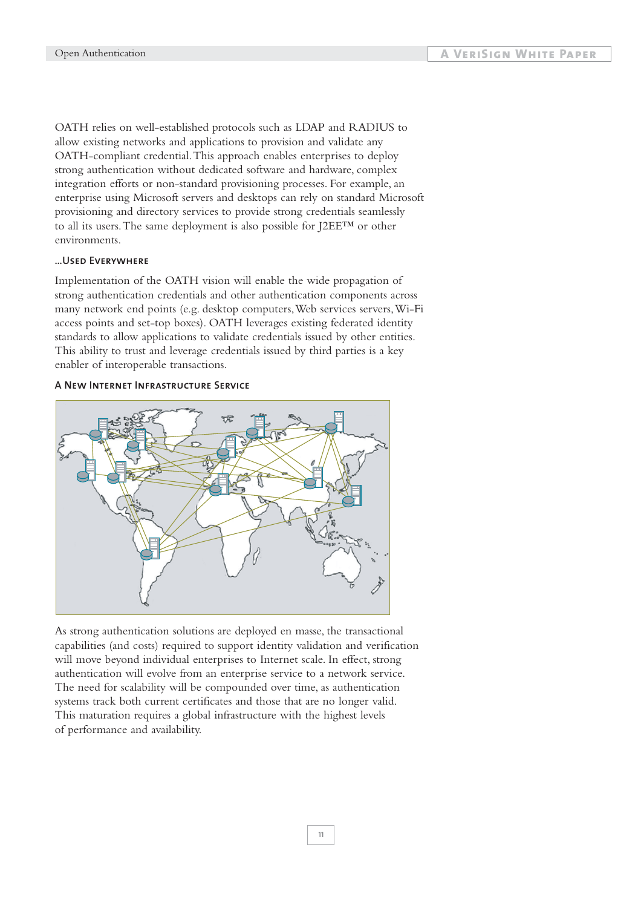OATH relies on well-established protocols such as LDAP and RADIUS to allow existing networks and applications to provision and validate any OATH-compliant credential. This approach enables enterprises to deploy strong authentication without dedicated software and hardware, complex integration efforts or non-standard provisioning processes. For example, an enterprise using Microsoft servers and desktops can rely on standard Microsoft provisioning and directory services to provide strong credentials seamlessly to all its users. The same deployment is also possible for J2EE™ or other environments.

### ...Used Everywhere

Implementation of the OATH vision will enable the wide propagation of strong authentication credentials and other authentication components across many network end points (e.g. desktop computers, Web services servers, Wi-Fi access points and set-top boxes). OATH leverages existing federated identity standards to allow applications to validate credentials issued by other entities. This ability to trust and leverage credentials issued by third parties is a key enabler of interoperable transactions.

### A New Internet Infrastructure Service

As strong authentication solutions are deployed en masse, the transactional capabilities (and costs) required to support identity validation and verification will move beyond individual enterprises to Internet scale. In effect, strong authentication will evolve from an enterprise service to a network service. The need for scalability will be compounded over time, as authentication systems track both current certificates and those that are no longer valid. This maturation requires a global infrastructure with the highest levels of performance and availability.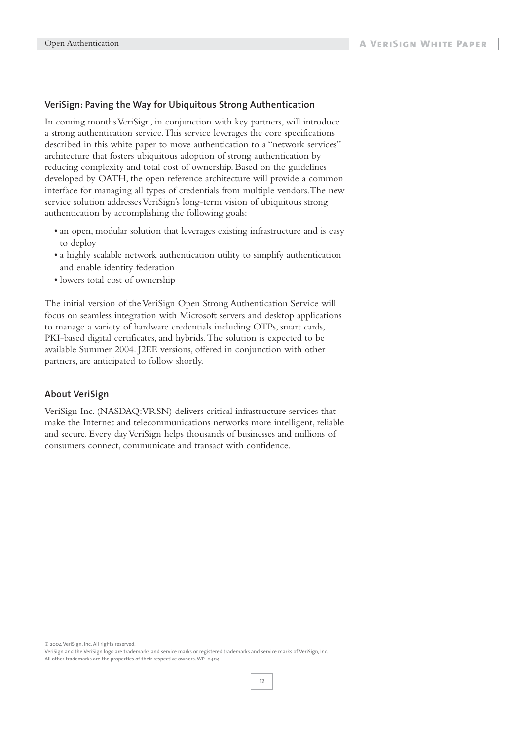## VeriSign: Paving the Way for Ubiquitous Strong Authentication

In coming months VeriSign, in conjunction with key partners, will introduce a strong authentication service. This service leverages the core specifications described in this white paper to move authentication to a "network services" architecture that fosters ubiquitous adoption of strong authentication by reducing complexity and total cost of ownership. Based on the guidelines developed by OATH, the open reference architecture will provide a common interface for managing all types of credentials from multiple vendors. The new service solution addresses VeriSign's long-term vision of ubiquitous strong authentication by accomplishing the following goals:

- an open, modular solution that leverages existing infrastructure and is easy to deploy
- a highly scalable network authentication utility to simplify authentication and enable identity federation
- lowers total cost of ownership

The initial version of the VeriSign Open Strong Authentication Service will focus on seamless integration with Microsoft servers and desktop applications to manage a variety of hardware credentials including OTPs, smart cards, PKI-based digital certificates, and hybrids. The solution is expected to be available Summer 2004. J2EE versions, offered in conjunction with other partners, are anticipated to follow shortly.

## About VeriSign

VeriSign Inc. (NASDAQ:VRSN) delivers critical infrastructure services that make the Internet and telecommunications networks more intelligent, reliable and secure. Every day VeriSign helps thousands of businesses and millions of consumers connect, communicate and transact with confidence.

© 2004 VeriSign, Inc. All rights reserved.
VeriSign and the VeriSign logo are trademarks and service marks or registered trademarks and service marks of VeriSign, Inc.
All other trademarks are the properties of their respective owners. WP 0404